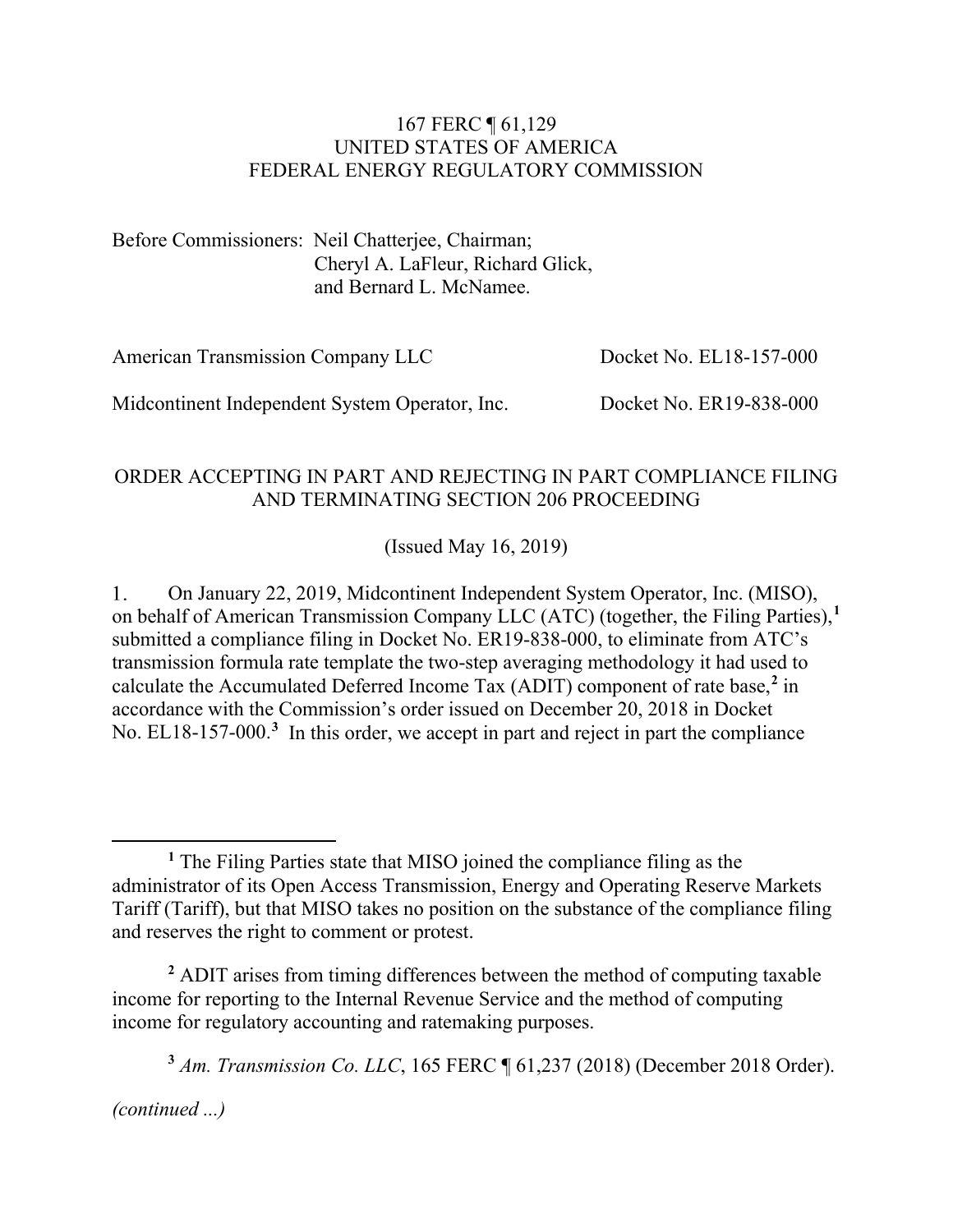167 FERC ¶ 61,129
UNITED STATES OF AMERICA
FEDERAL ENERGY REGULATORY COMMISSION

Before Commissioners: Neil Chatterjee, Chairman;
Cheryl A. LaFleur, Richard Glick,
and Bernard L. McNamee.

| | |
|---|---|
| American Transmission Company LLC | Docket No. EL18-157-000 |
| Midcontinent Independent System Operator, Inc. | Docket No. ER19-838-000 |

ORDER ACCEPTING IN PART AND REJECTING IN PART COMPLIANCE FILING AND TERMINATING SECTION 206 PROCEEDING

(Issued May 16, 2019)

1. On January 22, 2019, Midcontinent Independent System Operator, Inc. (MISO), on behalf of American Transmission Company LLC (ATC) (together, the Filing Parties),[1] submitted a compliance filing in Docket No. ER19-838-000, to eliminate from ATC's transmission formula rate template the two-step averaging methodology it had used to calculate the Accumulated Deferred Income Tax (ADIT) component of rate base,[2] in accordance with the Commission's order issued on December 20, 2018 in Docket No. EL18-157-000.[3] In this order, we accept in part and reject in part the compliance

---

[1] The Filing Parties state that MISO joined the compliance filing as the administrator of its Open Access Transmission, Energy and Operating Reserve Markets Tariff (Tariff), but that MISO takes no position on the substance of the compliance filing and reserves the right to comment or protest.

[2] ADIT arises from timing differences between the method of computing taxable income for reporting to the Internal Revenue Service and the method of computing income for regulatory accounting and ratemaking purposes.

[3] *Am. Transmission Co. LLC*, 165 FERC ¶ 61,237 (2018) (December 2018 Order).

*(continued ...)*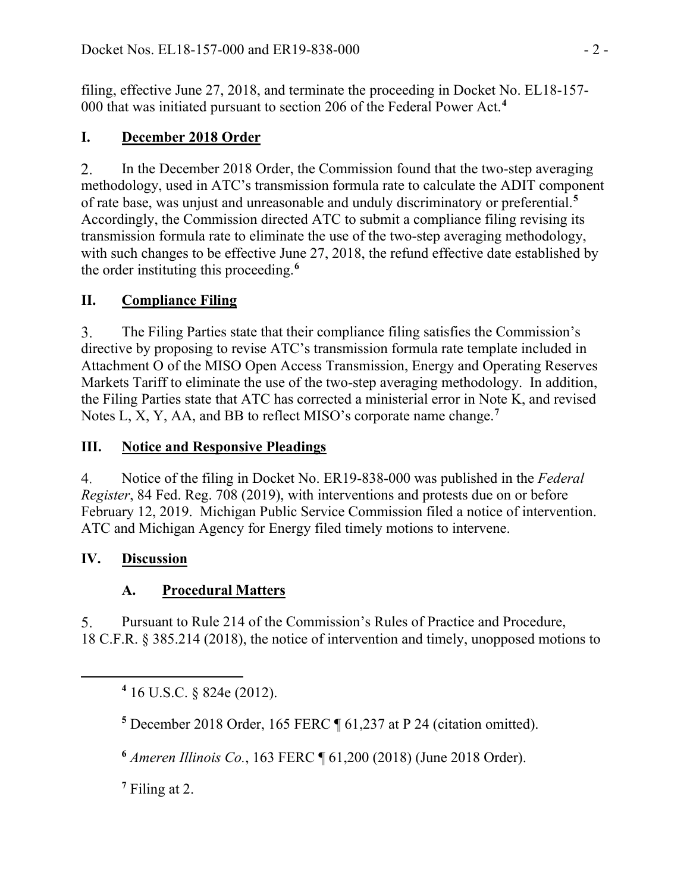filing, effective June 27, 2018, and terminate the proceeding in Docket No. EL18-157-000 that was initiated pursuant to section 206 of the Federal Power Act.[4]

## I. December 2018 Order

2. In the December 2018 Order, the Commission found that the two-step averaging methodology, used in ATC's transmission formula rate to calculate the ADIT component of rate base, was unjust and unreasonable and unduly discriminatory or preferential.[5] Accordingly, the Commission directed ATC to submit a compliance filing revising its transmission formula rate to eliminate the use of the two-step averaging methodology, with such changes to be effective June 27, 2018, the refund effective date established by the order instituting this proceeding.[6]

## II. Compliance Filing

3. The Filing Parties state that their compliance filing satisfies the Commission's directive by proposing to revise ATC's transmission formula rate template included in Attachment O of the MISO Open Access Transmission, Energy and Operating Reserves Markets Tariff to eliminate the use of the two-step averaging methodology. In addition, the Filing Parties state that ATC has corrected a ministerial error in Note K, and revised Notes L, X, Y, AA, and BB to reflect MISO's corporate name change.[7]

## III. Notice and Responsive Pleadings

4. Notice of the filing in Docket No. ER19-838-000 was published in the *Federal Register*, 84 Fed. Reg. 708 (2019), with interventions and protests due on or before February 12, 2019. Michigan Public Service Commission filed a notice of intervention. ATC and Michigan Agency for Energy filed timely motions to intervene.

## IV. Discussion

### A. Procedural Matters

5. Pursuant to Rule 214 of the Commission's Rules of Practice and Procedure, 18 C.F.R. § 385.214 (2018), the notice of intervention and timely, unopposed motions to

---

[4] 16 U.S.C. § 824e (2012).

[5] December 2018 Order, 165 FERC ¶ 61,237 at P 24 (citation omitted).

[6] *Ameren Illinois Co.*, 163 FERC ¶ 61,200 (2018) (June 2018 Order).

[7] Filing at 2.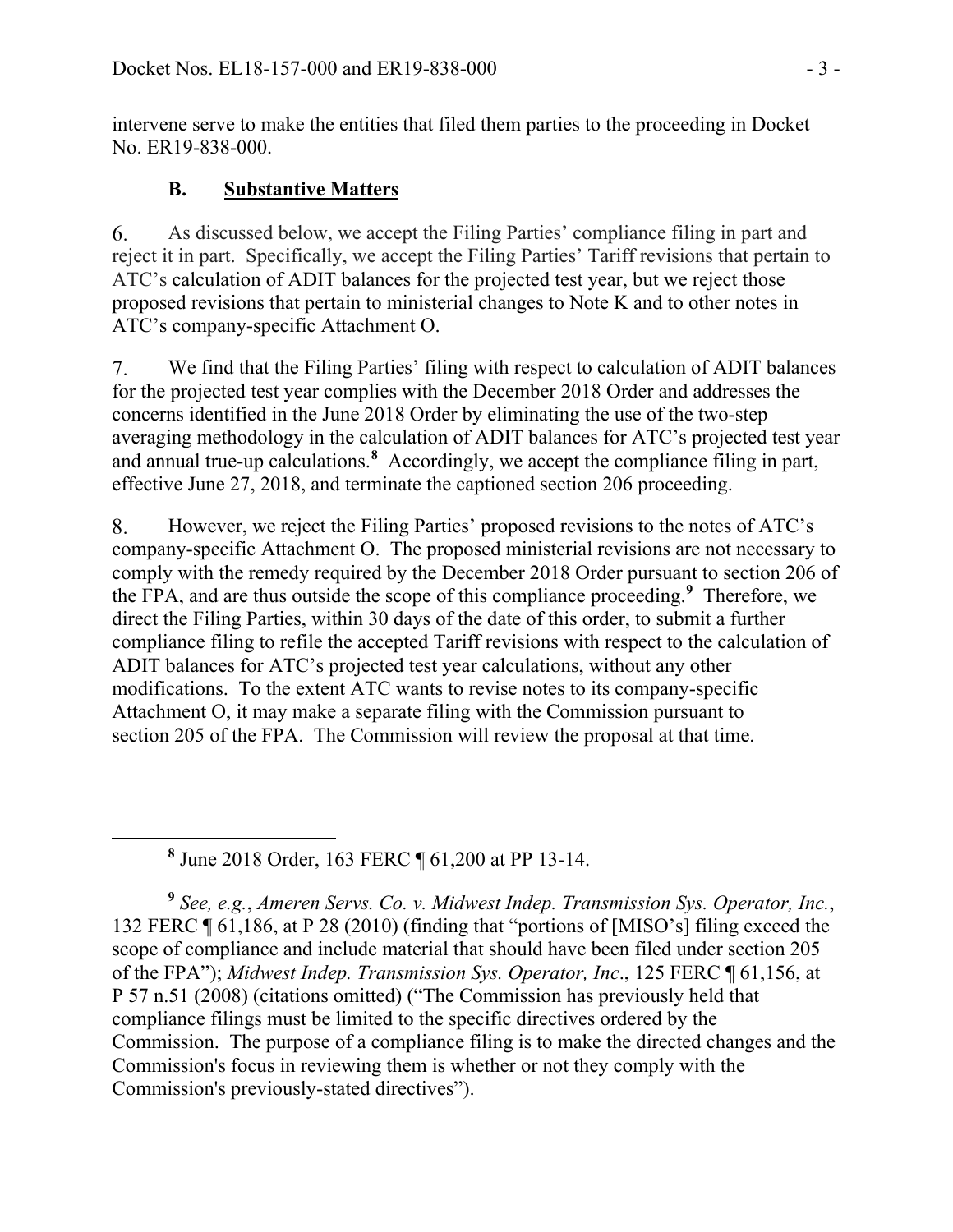intervene serve to make the entities that filed them parties to the proceeding in Docket No. ER19-838-000.

### B. Substantive Matters

6. As discussed below, we accept the Filing Parties' compliance filing in part and reject it in part. Specifically, we accept the Filing Parties' Tariff revisions that pertain to ATC's calculation of ADIT balances for the projected test year, but we reject those proposed revisions that pertain to ministerial changes to Note K and to other notes in ATC's company-specific Attachment O.

7. We find that the Filing Parties' filing with respect to calculation of ADIT balances for the projected test year complies with the December 2018 Order and addresses the concerns identified in the June 2018 Order by eliminating the use of the two-step averaging methodology in the calculation of ADIT balances for ATC's projected test year and annual true-up calculations.[8] Accordingly, we accept the compliance filing in part, effective June 27, 2018, and terminate the captioned section 206 proceeding.

8. However, we reject the Filing Parties' proposed revisions to the notes of ATC's company-specific Attachment O. The proposed ministerial revisions are not necessary to comply with the remedy required by the December 2018 Order pursuant to section 206 of the FPA, and are thus outside the scope of this compliance proceeding.[9] Therefore, we direct the Filing Parties, within 30 days of the date of this order, to submit a further compliance filing to refile the accepted Tariff revisions with respect to the calculation of ADIT balances for ATC's projected test year calculations, without any other modifications. To the extent ATC wants to revise notes to its company-specific Attachment O, it may make a separate filing with the Commission pursuant to section 205 of the FPA. The Commission will review the proposal at that time.

---

[8] June 2018 Order, 163 FERC ¶ 61,200 at PP 13-14.

[9] *See, e.g.*, *Ameren Servs. Co. v. Midwest Indep. Transmission Sys. Operator, Inc.*, 132 FERC ¶ 61,186, at P 28 (2010) (finding that "portions of [MISO's] filing exceed the scope of compliance and include material that should have been filed under section 205 of the FPA"); *Midwest Indep. Transmission Sys. Operator, Inc*., 125 FERC ¶ 61,156, at P 57 n.51 (2008) (citations omitted) ("The Commission has previously held that compliance filings must be limited to the specific directives ordered by the Commission. The purpose of a compliance filing is to make the directed changes and the Commission's focus in reviewing them is whether or not they comply with the Commission's previously-stated directives").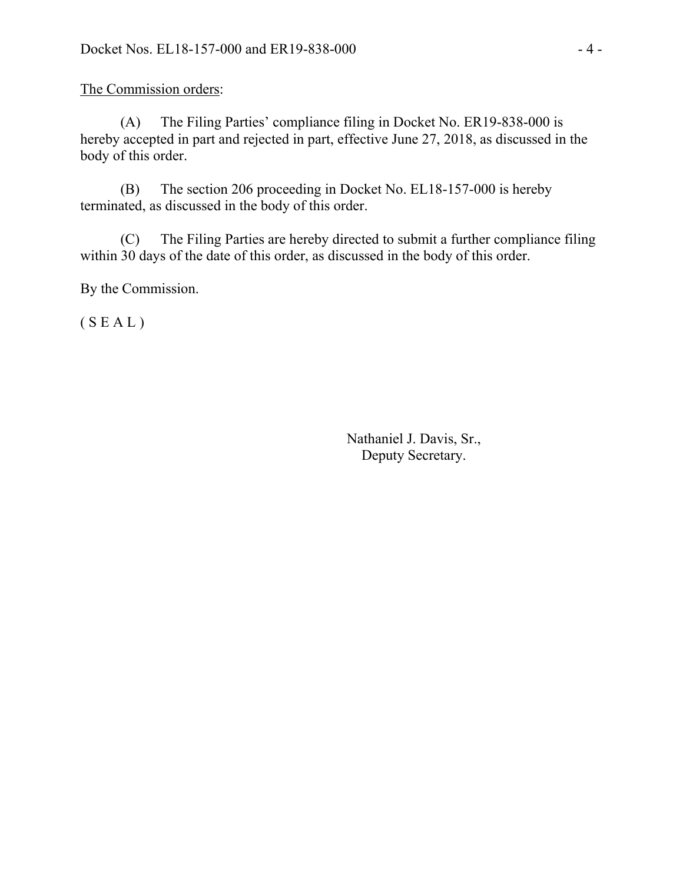<u>The Commission orders</u>:

(A) The Filing Parties' compliance filing in Docket No. ER19-838-000 is hereby accepted in part and rejected in part, effective June 27, 2018, as discussed in the body of this order.

(B) The section 206 proceeding in Docket No. EL18-157-000 is hereby terminated, as discussed in the body of this order.

(C) The Filing Parties are hereby directed to submit a further compliance filing within 30 days of the date of this order, as discussed in the body of this order.

By the Commission.

( S E A L )

Nathaniel J. Davis, Sr.,
Deputy Secretary.